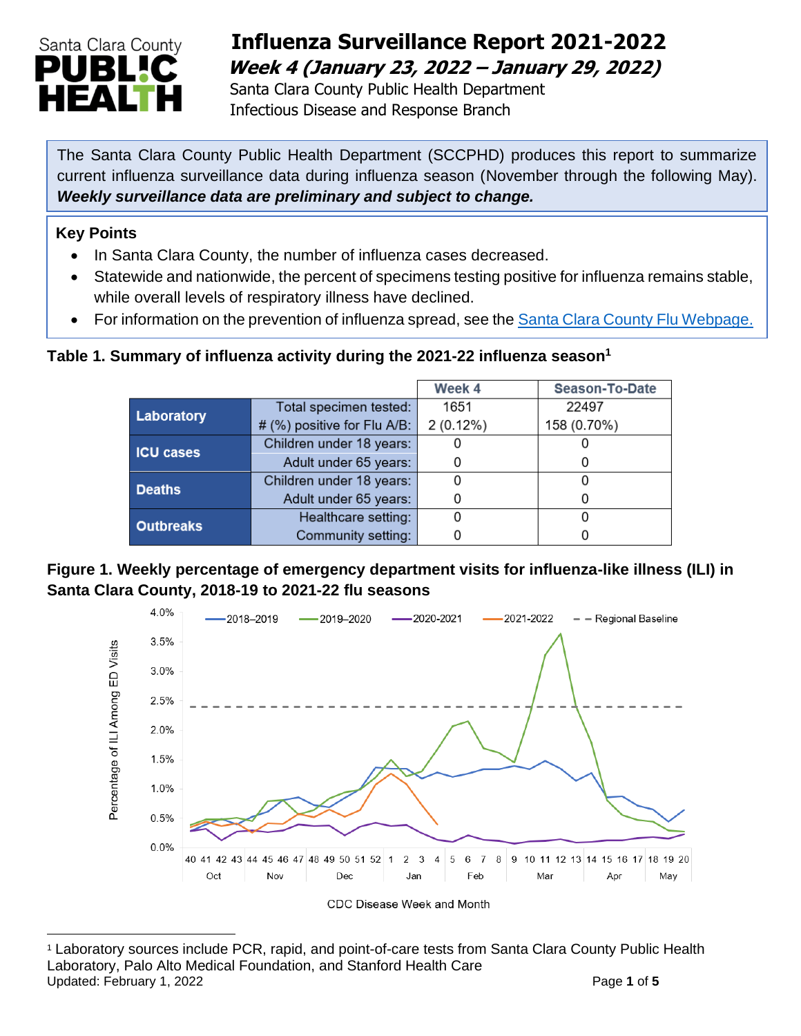# Influenza Surveillance Report 2021-2022

***Week 4 (January 23, 2022 – January 29, 2022)***

Santa Clara County Public Health Department
Infectious Disease and Response Branch

The Santa Clara County Public Health Department (SCCPHD) produces this report to summarize current influenza surveillance data during influenza season (November through the following May). ***Weekly surveillance data are preliminary and subject to change.***

**Key Points**

- In Santa Clara County, the number of influenza cases decreased.
- Statewide and nationwide, the percent of specimens testing positive for influenza remains stable, while overall levels of respiratory illness have declined.
- For information on the prevention of influenza spread, see the Santa Clara County Flu Webpage.

**Table 1. Summary of influenza activity during the 2021-22 influenza season[1]**

| | | Week 4 | Season-To-Date |
|---|---|---|---|
| **Laboratory** | Total specimen tested: | 1651 | 22497 |
| | # (%) positive for Flu A/B: | 2 (0.12%) | 158 (0.70%) |
| **ICU cases** | Children under 18 years: | 0 | 0 |
| | Adult under 65 years: | 0 | 0 |
| **Deaths** | Children under 18 years: | 0 | 0 |
| | Adult under 65 years: | 0 | 0 |
| **Outbreaks** | Healthcare setting: | 0 | 0 |
| | Community setting: | 0 | 0 |

**Figure 1. Weekly percentage of emergency department visits for influenza-like illness (ILI) in Santa Clara County, 2018-19 to 2021-22 flu seasons**

[1] Laboratory sources include PCR, rapid, and point-of-care tests from Santa Clara County Public Health Laboratory, Palo Alto Medical Foundation, and Stanford Health Care

Updated: February 1, 2022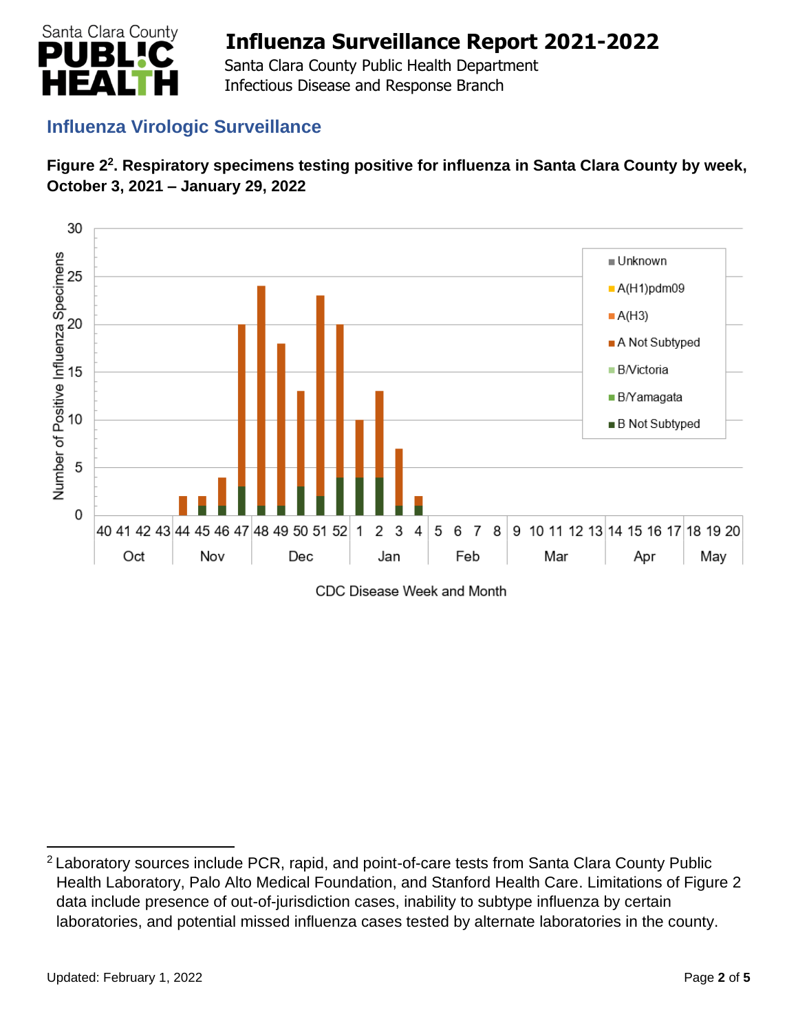## Influenza Virologic Surveillance

**Figure 2[2]. Respiratory specimens testing positive for influenza in Santa Clara County by week, October 3, 2021 – January 29, 2022**

[2] Laboratory sources include PCR, rapid, and point-of-care tests from Santa Clara County Public Health Laboratory, Palo Alto Medical Foundation, and Stanford Health Care. Limitations of Figure 2 data include presence of out-of-jurisdiction cases, inability to subtype influenza by certain laboratories, and potential missed influenza cases tested by alternate laboratories in the county.

Updated: February 1, 2022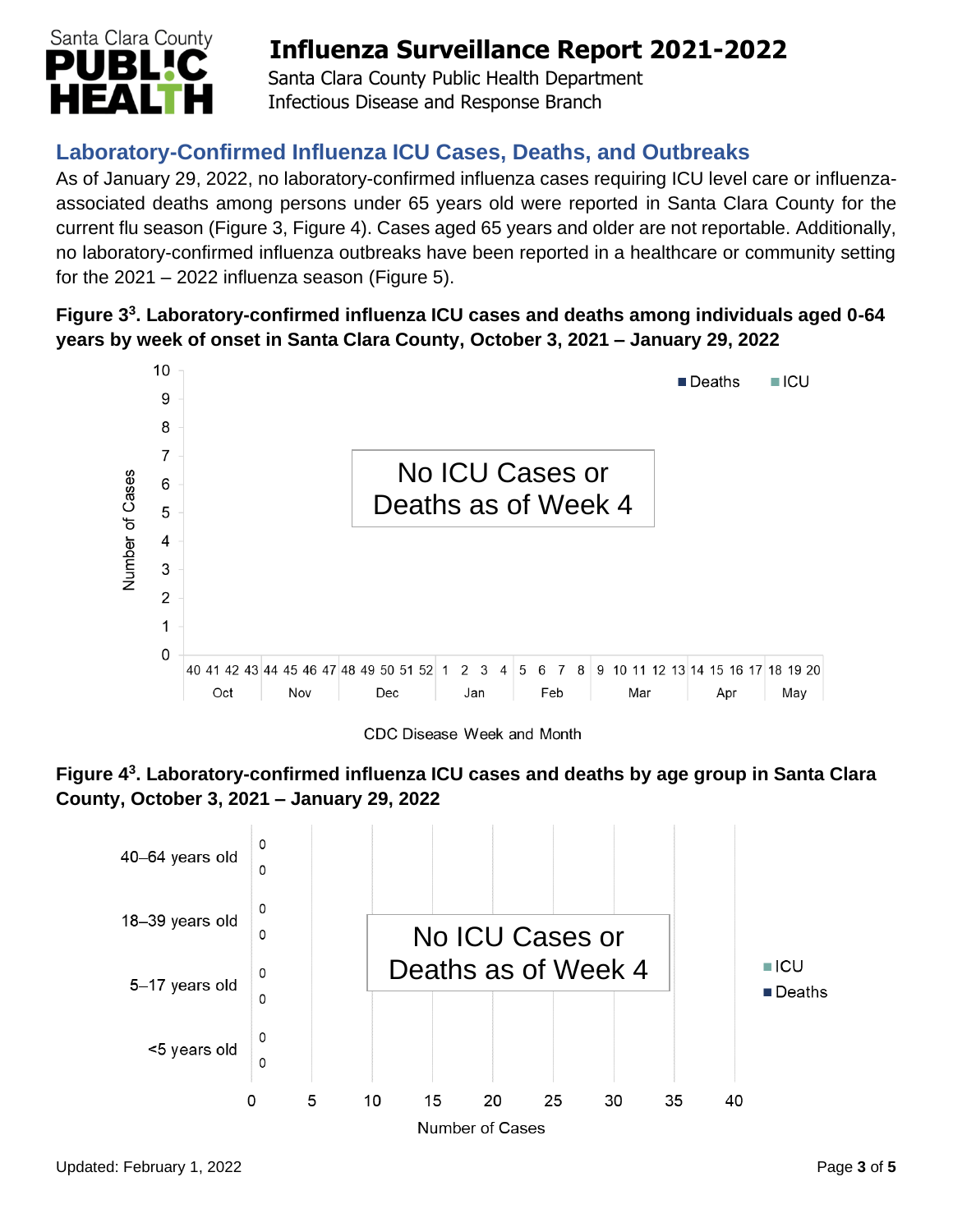## Laboratory-Confirmed Influenza ICU Cases, Deaths, and Outbreaks

As of January 29, 2022, no laboratory-confirmed influenza cases requiring ICU level care or influenza-associated deaths among persons under 65 years old were reported in Santa Clara County for the current flu season (Figure 3, Figure 4). Cases aged 65 years and older are not reportable. Additionally, no laboratory-confirmed influenza outbreaks have been reported in a healthcare or community setting for the 2021 – 2022 influenza season (Figure 5).

**Figure 3[3]. Laboratory-confirmed influenza ICU cases and deaths among individuals aged 0-64 years by week of onset in Santa Clara County, October 3, 2021 – January 29, 2022**

No ICU Cases or Deaths as of Week 4

**Figure 4[3]. Laboratory-confirmed influenza ICU cases and deaths by age group in Santa Clara County, October 3, 2021 – January 29, 2022**

No ICU Cases or Deaths as of Week 4

| Age group | ICU | Deaths |
|---|---|---|
| 40–64 years old | 0 | 0 |
| 18–39 years old | 0 | 0 |
| 5–17 years old | 0 | 0 |
| <5 years old | 0 | 0 |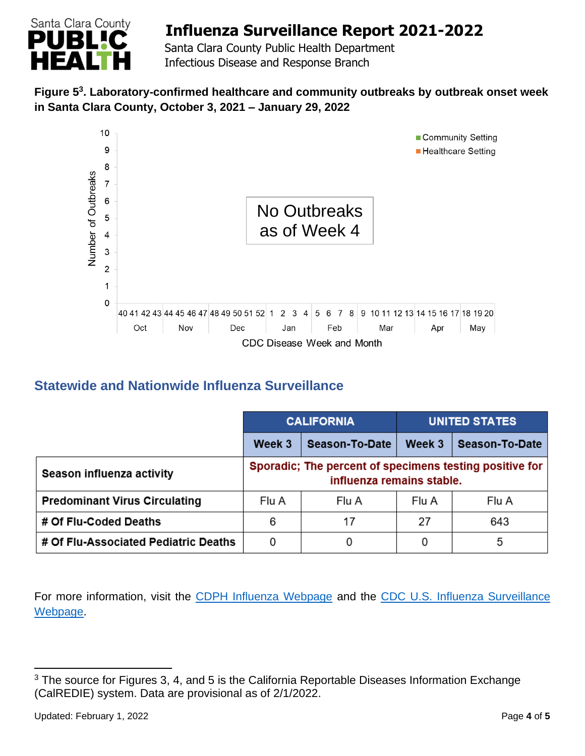**Figure 5[3]. Laboratory-confirmed healthcare and community outbreaks by outbreak onset week in Santa Clara County, October 3, 2021 – January 29, 2022**

No Outbreaks as of Week 4

## Statewide and Nationwide Influenza Surveillance

| | CALIFORNIA | | UNITED STATES | |
|---|---|---|---|---|
| | **Week 3** | **Season-To-Date** | **Week 3** | **Season-To-Date** |
| **Season influenza activity** | Sporadic; The percent of specimens testing positive for influenza remains stable. | | | |
| **Predominant Virus Circulating** | Flu A | Flu A | Flu A | Flu A |
| **# Of Flu-Coded Deaths** | 6 | 17 | 27 | 643 |
| **# Of Flu-Associated Pediatric Deaths** | 0 | 0 | 0 | 5 |

For more information, visit the CDPH Influenza Webpage and the CDC U.S. Influenza Surveillance Webpage.

[3] The source for Figures 3, 4, and 5 is the California Reportable Diseases Information Exchange (CalREDIE) system. Data are provisional as of 2/1/2022.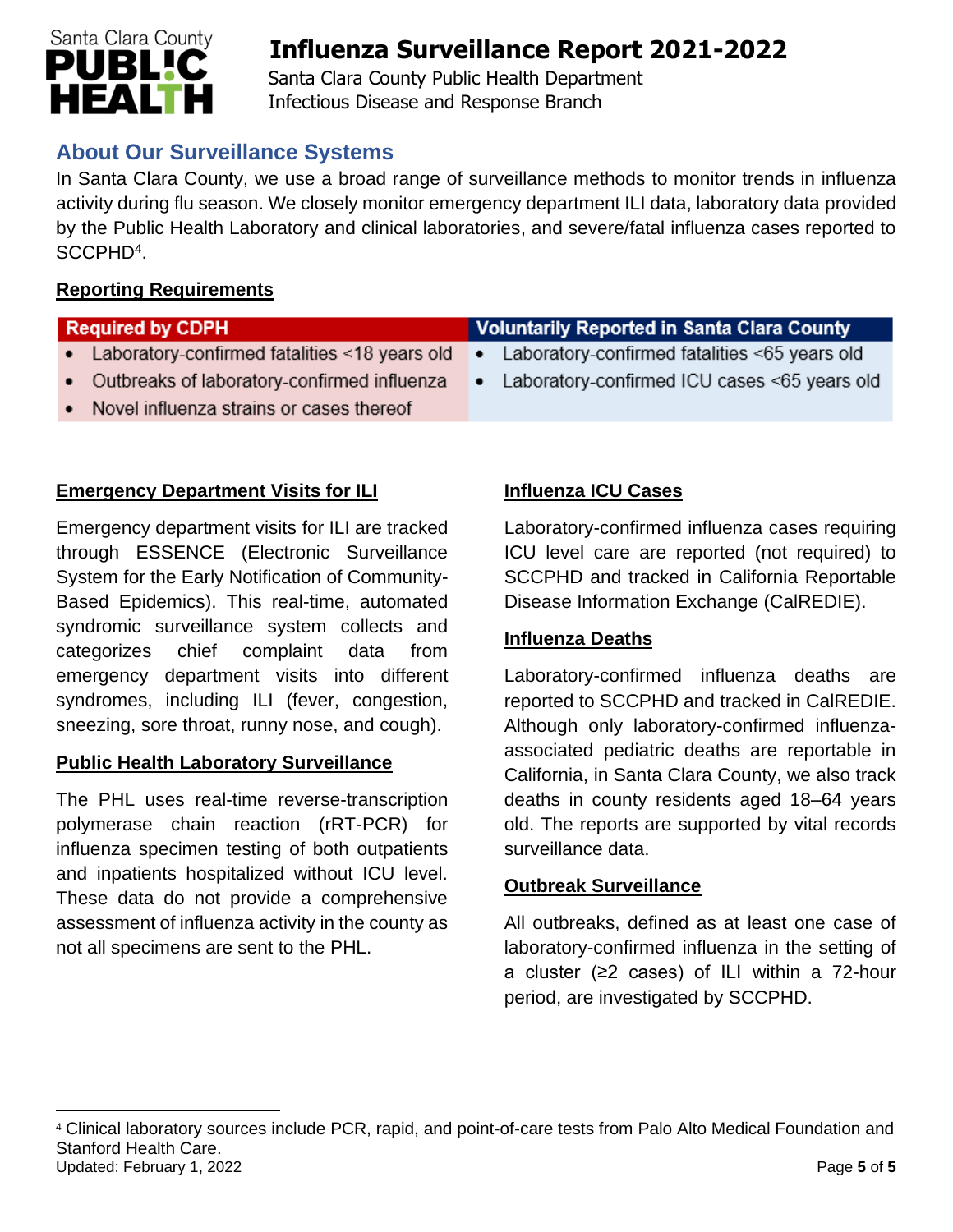# Influenza Surveillance Report 2021-2022

Santa Clara County Public Health Department
Infectious Disease and Response Branch

## About Our Surveillance Systems

In Santa Clara County, we use a broad range of surveillance methods to monitor trends in influenza activity during flu season. We closely monitor emergency department ILI data, laboratory data provided by the Public Health Laboratory and clinical laboratories, and severe/fatal influenza cases reported to SCCPHD[4].

### Reporting Requirements

| Required by CDPH | Voluntarily Reported in Santa Clara County |
| --- | --- |
| • Laboratory-confirmed fatalities <18 years old | • Laboratory-confirmed fatalities <65 years old |
| • Outbreaks of laboratory-confirmed influenza | • Laboratory-confirmed ICU cases <65 years old |
| • Novel influenza strains or cases thereof | |

### Emergency Department Visits for ILI

Emergency department visits for ILI are tracked through ESSENCE (Electronic Surveillance System for the Early Notification of Community-Based Epidemics). This real-time, automated syndromic surveillance system collects and categorizes chief complaint data from emergency department visits into different syndromes, including ILI (fever, congestion, sneezing, sore throat, runny nose, and cough).

### Public Health Laboratory Surveillance

The PHL uses real-time reverse-transcription polymerase chain reaction (rRT-PCR) for influenza specimen testing of both outpatients and inpatients hospitalized without ICU level. These data do not provide a comprehensive assessment of influenza activity in the county as not all specimens are sent to the PHL.

### Influenza ICU Cases

Laboratory-confirmed influenza cases requiring ICU level care are reported (not required) to SCCPHD and tracked in California Reportable Disease Information Exchange (CalREDIE).

### Influenza Deaths

Laboratory-confirmed influenza deaths are reported to SCCPHD and tracked in CalREDIE. Although only laboratory-confirmed influenza-associated pediatric deaths are reportable in California, in Santa Clara County, we also track deaths in county residents aged 18–64 years old. The reports are supported by vital records surveillance data.

### Outbreak Surveillance

All outbreaks, defined as at least one case of laboratory-confirmed influenza in the setting of a cluster (≥2 cases) of ILI within a 72-hour period, are investigated by SCCPHD.

---

[4] Clinical laboratory sources include PCR, rapid, and point-of-care tests from Palo Alto Medical Foundation and Stanford Health Care.

Updated: February 1, 2022